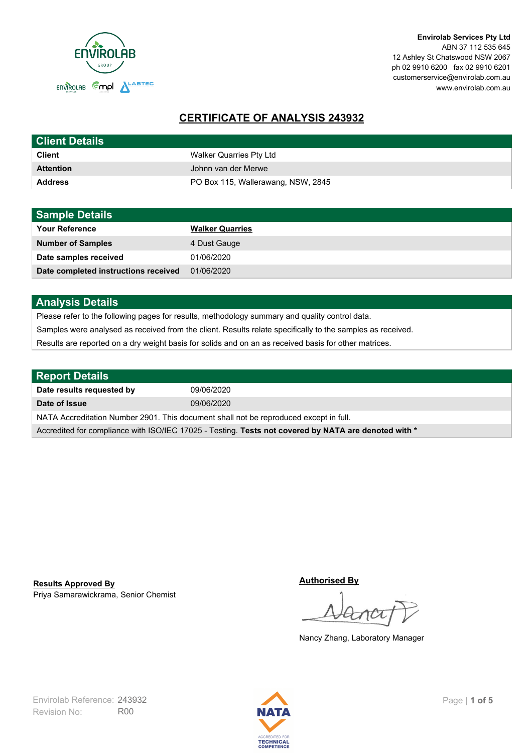**Envirolab Services Pty Ltd**
ABN 37 112 535 645
12 Ashley St Chatswood NSW 2067
ph 02 9910 6200 fax 02 9910 6201
customerservice@envirolab.com.au
www.envirolab.com.au

# CERTIFICATE OF ANALYSIS 243932

## Client Details

| | |
|---|---|
| **Client** | Walker Quarries Pty Ltd |
| **Attention** | Johnn van der Merwe |
| **Address** | PO Box 115, Wallerawang, NSW, 2845 |

## Sample Details

| | |
|---|---|
| **Your Reference** | **Walker Quarries** |
| **Number of Samples** | 4 Dust Gauge |
| **Date samples received** | 01/06/2020 |
| **Date completed instructions received** | 01/06/2020 |

## Analysis Details

Please refer to the following pages for results, methodology summary and quality control data.

Samples were analysed as received from the client. Results relate specifically to the samples as received.

Results are reported on a dry weight basis for solids and on an as received basis for other matrices.

## Report Details

| | |
|---|---|
| **Date results requested by** | 09/06/2020 |
| **Date of Issue** | 09/06/2020 |

NATA Accreditation Number 2901. This document shall not be reproduced except in full.

Accredited for compliance with ISO/IEC 17025 - Testing. **Tests not covered by NATA are denoted with ***

**Results Approved By**
Priya Samarawickrama, Senior Chemist

**Authorised By**
Nancy Zhang, Laboratory Manager

Envirolab Reference: 243932
Revision No: R00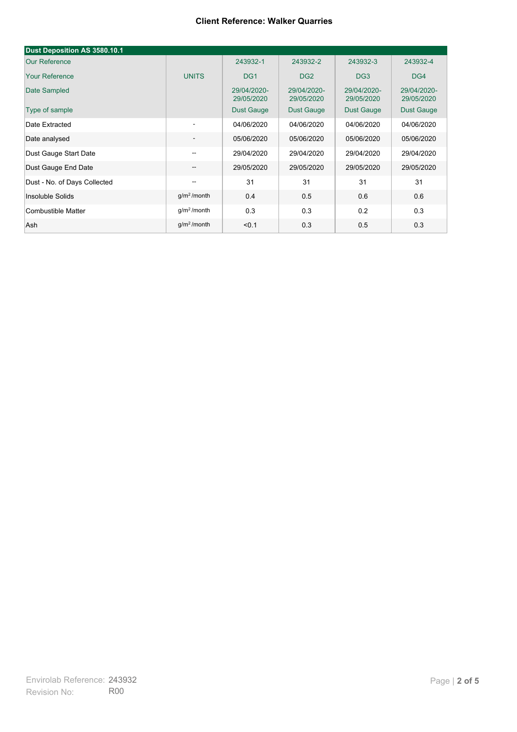**Client Reference: Walker Quarries**

| Dust Deposition AS 3580.10.1 | | | | | |
|---|---|---|---|---|---|
| Our Reference | | 243932-1 | 243932-2 | 243932-3 | 243932-4 |
| Your Reference | UNITS | DG1 | DG2 | DG3 | DG4 |
| Date Sampled | | 29/04/2020-29/05/2020 | 29/04/2020-29/05/2020 | 29/04/2020-29/05/2020 | 29/04/2020-29/05/2020 |
| Type of sample | | Dust Gauge | Dust Gauge | Dust Gauge | Dust Gauge |
| Date Extracted | - | 04/06/2020 | 04/06/2020 | 04/06/2020 | 04/06/2020 |
| Date analysed | - | 05/06/2020 | 05/06/2020 | 05/06/2020 | 05/06/2020 |
| Dust Gauge Start Date | -- | 29/04/2020 | 29/04/2020 | 29/04/2020 | 29/04/2020 |
| Dust Gauge End Date | -- | 29/05/2020 | 29/05/2020 | 29/05/2020 | 29/05/2020 |
| Dust - No. of Days Collected | -- | 31 | 31 | 31 | 31 |
| Insoluble Solids | $g/m^2$ /month | 0.4 | 0.5 | 0.6 | 0.6 |
| Combustible Matter | $g/m^2$ /month | 0.3 | 0.3 | 0.2 | 0.3 |
| Ash | $g/m^2$ /month | <0.1 | 0.3 | 0.5 | 0.3 |

Envirolab Reference: 243932
Revision No: R00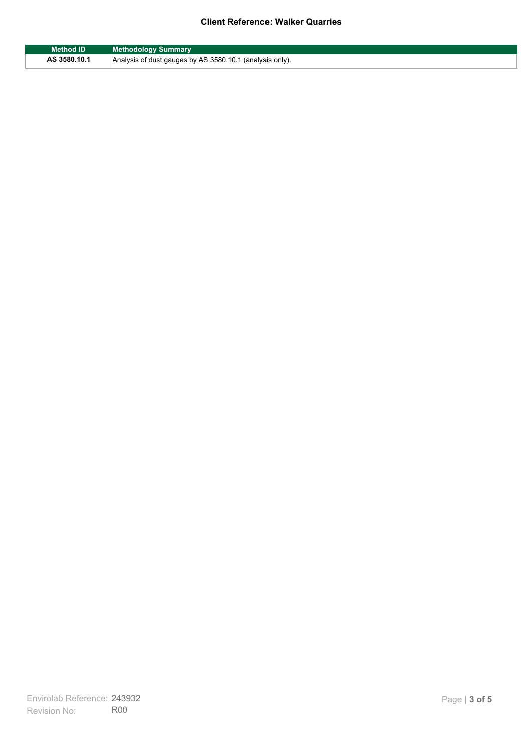| Method ID | Methodology Summary |
|---|---|
| AS 3580.10.1 | Analysis of dust gauges by AS 3580.10.1 (analysis only). |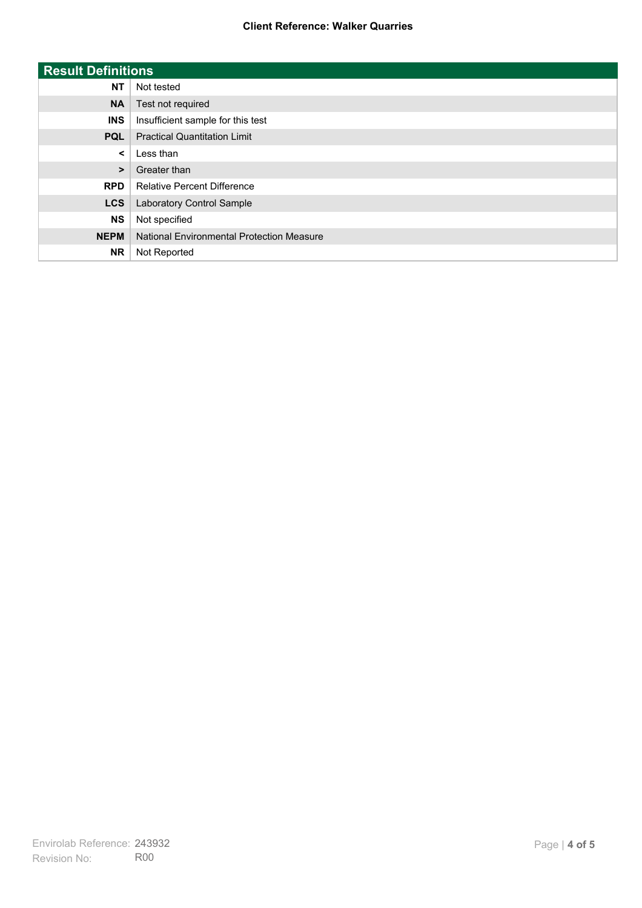| Result Definitions | |
|---|---|
| **NT** | Not tested |
| **NA** | Test not required |
| **INS** | Insufficient sample for this test |
| **PQL** | Practical Quantitation Limit |
| **<** | Less than |
| **>** | Greater than |
| **RPD** | Relative Percent Difference |
| **LCS** | Laboratory Control Sample |
| **NS** | Not specified |
| **NEPM** | National Environmental Protection Measure |
| **NR** | Not Reported |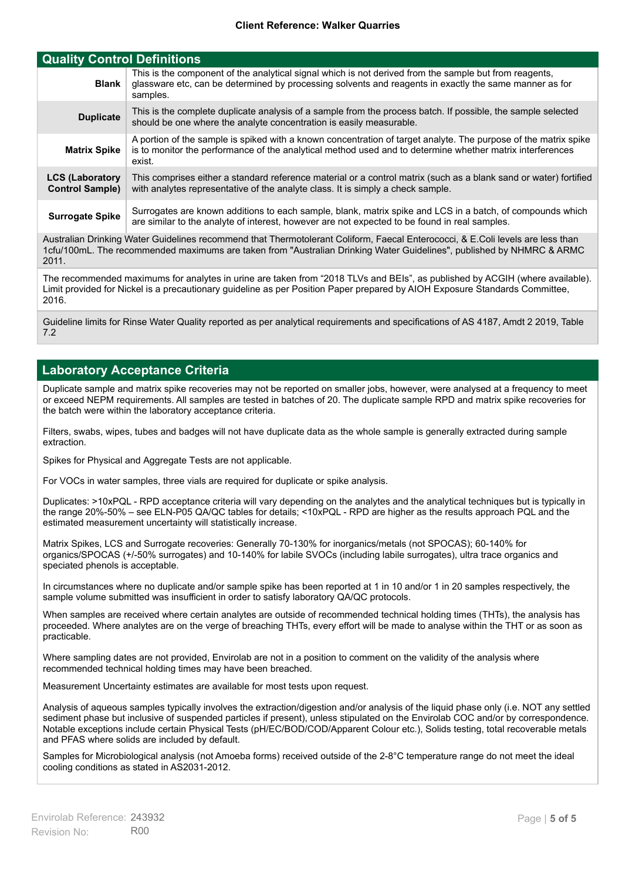## Quality Control Definitions

| | |
|---|---|
| **Blank** | This is the component of the analytical signal which is not derived from the sample but from reagents, glassware etc, can be determined by processing solvents and reagents in exactly the same manner as for samples. |
| **Duplicate** | This is the complete duplicate analysis of a sample from the process batch. If possible, the sample selected should be one where the analyte concentration is easily measurable. |
| **Matrix Spike** | A portion of the sample is spiked with a known concentration of target analyte. The purpose of the matrix spike is to monitor the performance of the analytical method used and to determine whether matrix interferences exist. |
| **LCS (Laboratory Control Sample)** | This comprises either a standard reference material or a control matrix (such as a blank sand or water) fortified with analytes representative of the analyte class. It is simply a check sample. |
| **Surrogate Spike** | Surrogates are known additions to each sample, blank, matrix spike and LCS in a batch, of compounds which are similar to the analyte of interest, however are not expected to be found in real samples. |

Australian Drinking Water Guidelines recommend that Thermotolerant Coliform, Faecal Enterococci, & E.Coli levels are less than 1cfu/100mL. The recommended maximums are taken from "Australian Drinking Water Guidelines", published by NHMRC & ARMC 2011.

The recommended maximums for analytes in urine are taken from “2018 TLVs and BEIs”, as published by ACGIH (where available). Limit provided for Nickel is a precautionary guideline as per Position Paper prepared by AIOH Exposure Standards Committee, 2016.

Guideline limits for Rinse Water Quality reported as per analytical requirements and specifications of AS 4187, Amdt 2 2019, Table 7.2

## Laboratory Acceptance Criteria

Duplicate sample and matrix spike recoveries may not be reported on smaller jobs, however, were analysed at a frequency to meet or exceed NEPM requirements. All samples are tested in batches of 20. The duplicate sample RPD and matrix spike recoveries for the batch were within the laboratory acceptance criteria.

Filters, swabs, wipes, tubes and badges will not have duplicate data as the whole sample is generally extracted during sample extraction.

Spikes for Physical and Aggregate Tests are not applicable.

For VOCs in water samples, three vials are required for duplicate or spike analysis.

Duplicates: >10xPQL - RPD acceptance criteria will vary depending on the analytes and the analytical techniques but is typically in the range 20%-50% – see ELN-P05 QA/QC tables for details; <10xPQL - RPD are higher as the results approach PQL and the estimated measurement uncertainty will statistically increase.

Matrix Spikes, LCS and Surrogate recoveries: Generally 70-130% for inorganics/metals (not SPOCAS); 60-140% for organics/SPOCAS (+/-50% surrogates) and 10-140% for labile SVOCs (including labile surrogates), ultra trace organics and speciated phenols is acceptable.

In circumstances where no duplicate and/or sample spike has been reported at 1 in 10 and/or 1 in 20 samples respectively, the sample volume submitted was insufficient in order to satisfy laboratory QA/QC protocols.

When samples are received where certain analytes are outside of recommended technical holding times (THTs), the analysis has proceeded. Where analytes are on the verge of breaching THTs, every effort will be made to analyse within the THT or as soon as practicable.

Where sampling dates are not provided, Envirolab are not in a position to comment on the validity of the analysis where recommended technical holding times may have been breached.

Measurement Uncertainty estimates are available for most tests upon request.

Analysis of aqueous samples typically involves the extraction/digestion and/or analysis of the liquid phase only (i.e. NOT any settled sediment phase but inclusive of suspended particles if present), unless stipulated on the Envirolab COC and/or by correspondence. Notable exceptions include certain Physical Tests (pH/EC/BOD/COD/Apparent Colour etc.), Solids testing, total recoverable metals and PFAS where solids are included by default.

Samples for Microbiological analysis (not Amoeba forms) received outside of the 2-8°C temperature range do not meet the ideal cooling conditions as stated in AS2031-2012.